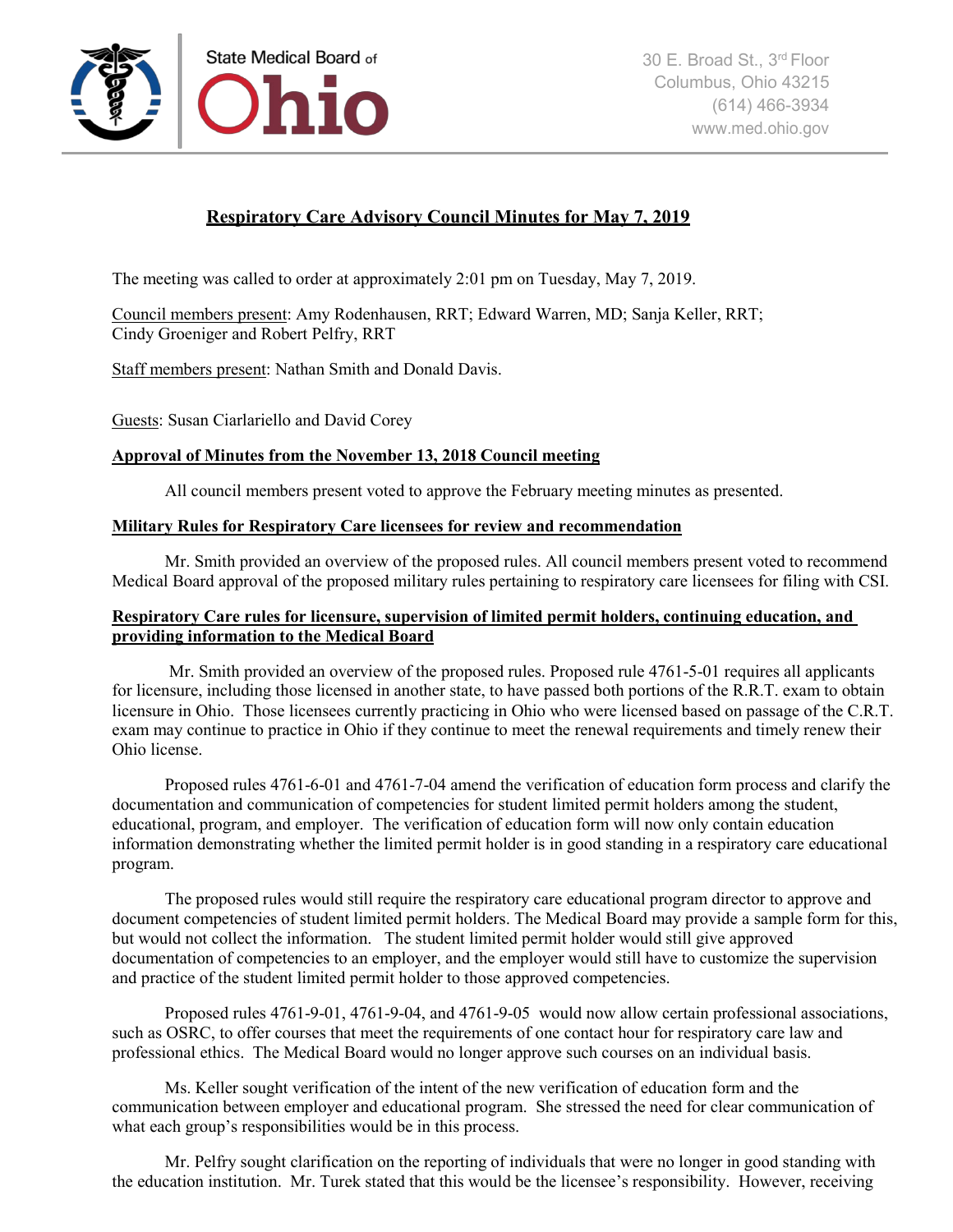State Medical Board of Ohio

30 E. Broad St., 3rd Floor
Columbus, Ohio 43215
(614) 466-3934
www.med.ohio.gov

# Respiratory Care Advisory Council Minutes for May 7, 2019

The meeting was called to order at approximately 2:01 pm on Tuesday, May 7, 2019.

Council members present: Amy Rodenhausen, RRT; Edward Warren, MD; Sanja Keller, RRT; Cindy Groeniger and Robert Pelfry, RRT

Staff members present: Nathan Smith and Donald Davis.

Guests: Susan Ciarlariello and David Corey

## Approval of Minutes from the November 13, 2018 Council meeting

All council members present voted to approve the February meeting minutes as presented.

## Military Rules for Respiratory Care licensees for review and recommendation

Mr. Smith provided an overview of the proposed rules. All council members present voted to recommend Medical Board approval of the proposed military rules pertaining to respiratory care licensees for filing with CSI.

## Respiratory Care rules for licensure, supervision of limited permit holders, continuing education, and providing information to the Medical Board

Mr. Smith provided an overview of the proposed rules. Proposed rule 4761-5-01 requires all applicants for licensure, including those licensed in another state, to have passed both portions of the R.R.T. exam to obtain licensure in Ohio. Those licensees currently practicing in Ohio who were licensed based on passage of the C.R.T. exam may continue to practice in Ohio if they continue to meet the renewal requirements and timely renew their Ohio license.

Proposed rules 4761-6-01 and 4761-7-04 amend the verification of education form process and clarify the documentation and communication of competencies for student limited permit holders among the student, educational, program, and employer. The verification of education form will now only contain education information demonstrating whether the limited permit holder is in good standing in a respiratory care educational program.

The proposed rules would still require the respiratory care educational program director to approve and document competencies of student limited permit holders. The Medical Board may provide a sample form for this, but would not collect the information. The student limited permit holder would still give approved documentation of competencies to an employer, and the employer would still have to customize the supervision and practice of the student limited permit holder to those approved competencies.

Proposed rules 4761-9-01, 4761-9-04, and 4761-9-05 would now allow certain professional associations, such as OSRC, to offer courses that meet the requirements of one contact hour for respiratory care law and professional ethics. The Medical Board would no longer approve such courses on an individual basis.

Ms. Keller sought verification of the intent of the new verification of education form and the communication between employer and educational program. She stressed the need for clear communication of what each group's responsibilities would be in this process.

Mr. Pelfry sought clarification on the reporting of individuals that were no longer in good standing with the education institution. Mr. Turek stated that this would be the licensee's responsibility. However, receiving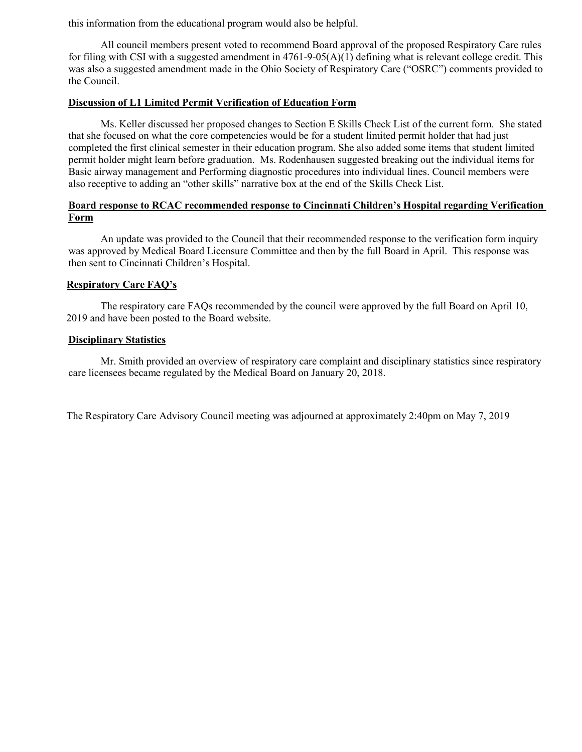this information from the educational program would also be helpful.

All council members present voted to recommend Board approval of the proposed Respiratory Care rules for filing with CSI with a suggested amendment in 4761-9-05(A)(1) defining what is relevant college credit. This was also a suggested amendment made in the Ohio Society of Respiratory Care ("OSRC") comments provided to the Council.

**Discussion of L1 Limited Permit Verification of Education Form**

Ms. Keller discussed her proposed changes to Section E Skills Check List of the current form. She stated that she focused on what the core competencies would be for a student limited permit holder that had just completed the first clinical semester in their education program. She also added some items that student limited permit holder might learn before graduation. Ms. Rodenhausen suggested breaking out the individual items for Basic airway management and Performing diagnostic procedures into individual lines. Council members were also receptive to adding an "other skills" narrative box at the end of the Skills Check List.

**Board response to RCAC recommended response to Cincinnati Children's Hospital regarding Verification Form**

An update was provided to the Council that their recommended response to the verification form inquiry was approved by Medical Board Licensure Committee and then by the full Board in April. This response was then sent to Cincinnati Children's Hospital.

**Respiratory Care FAQ's**

The respiratory care FAQs recommended by the council were approved by the full Board on April 10, 2019 and have been posted to the Board website.

**Disciplinary Statistics**

Mr. Smith provided an overview of respiratory care complaint and disciplinary statistics since respiratory care licensees became regulated by the Medical Board on January 20, 2018.

The Respiratory Care Advisory Council meeting was adjourned at approximately 2:40pm on May 7, 2019